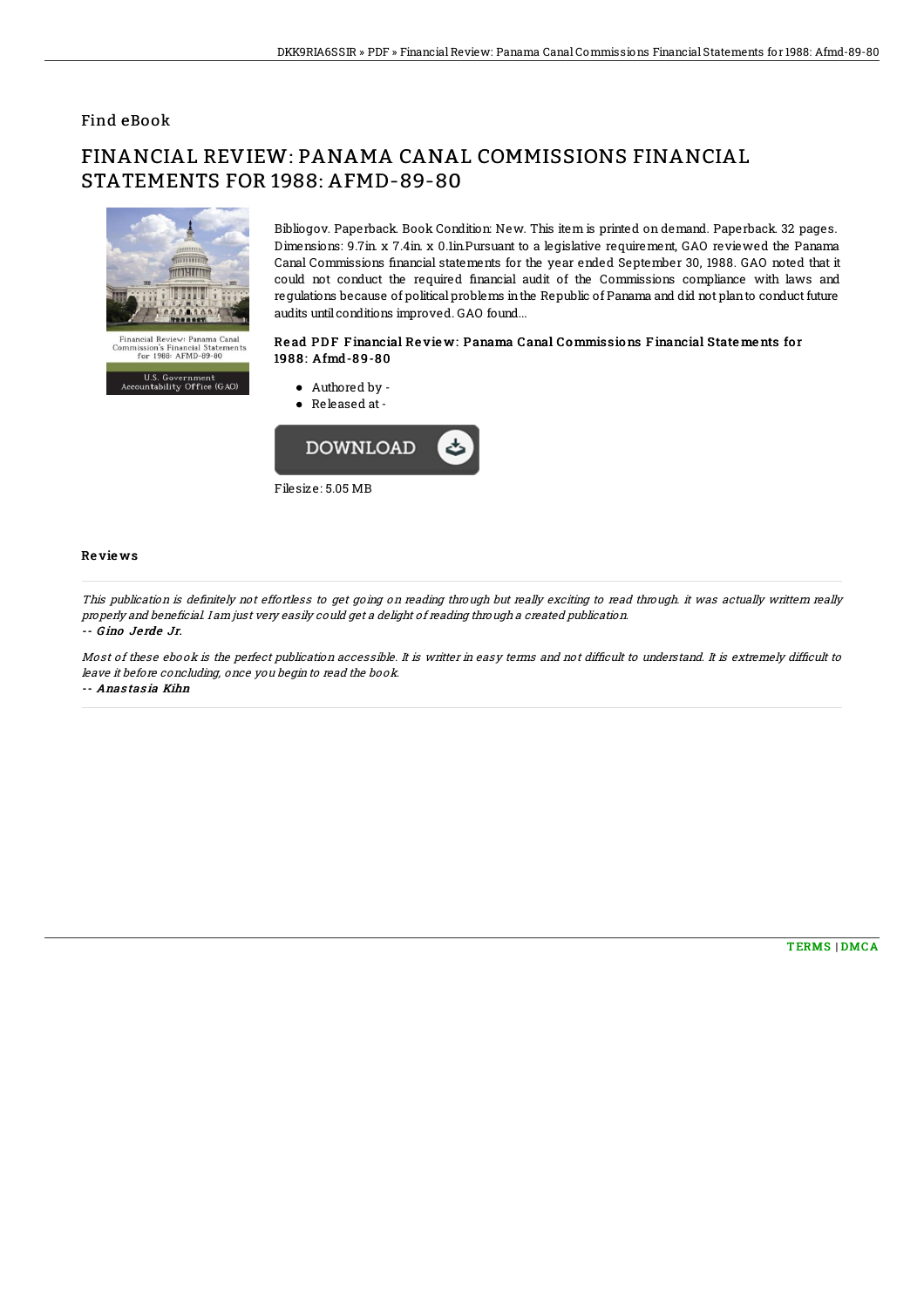# Find eBook

# FINANCIAL REVIEW: PANAMA CANAL COMMISSIONS FINANCIAL STATEMENTS FOR 1988: AFMD-89-80

Bibliogov. Paperback. Book Condition: New. This item is printed on demand. Paperback. 32 pages. Dimensions: 9.7in. x 7.4in. x 0.1in.Pursuant to a legislative requirement, GAO reviewed the Panama Canal Commissions financial statements for the year ended September 30, 1988. GAO noted that it could not conduct the required financial audit of the Commissions compliance with laws and regulations because of political problems in the Republic of Panama and did not plan to conduct future audits until conditions improved. GAO found...

### Read PDF Financial Review: Panama Canal Commissions Financial Statements for 1988: Afmd-89-80

- Authored by -
- Released at -

DOWNLOAD

Filesize: 5.05 MB

## Reviews

*This publication is definitely not effortless to get going on reading through but really exciting to read through. it was actually writtern really properly and beneficial. I am just very easily could get a delight of reading through a created publication.*

-- *Gino Jerde Jr.*

*Most of these ebook is the perfect publication accessible. It is writter in easy terms and not difficult to understand. It is extremely difficult to leave it before concluding, once you begin to read the book.*

-- *Anastasia Kihn*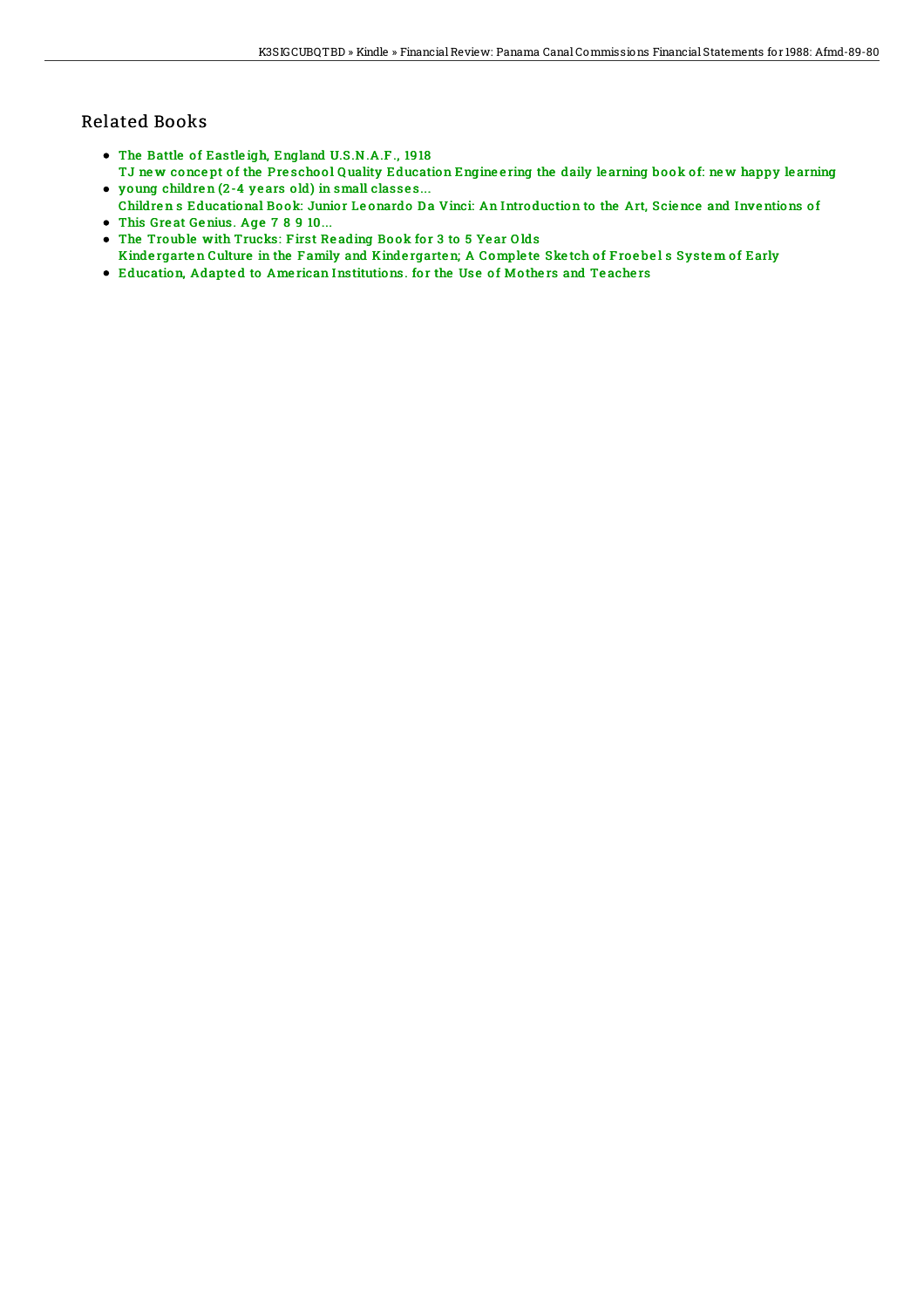## Related Books

- The Battle of Eastleigh, England U.S.N.A.F., 1918
- TJ new concept of the Preschool Quality Education Engineering the daily learning book of: new happy learning young children (2-4 years old) in small classes...
- Children s Educational Book: Junior Leonardo Da Vinci: An Introduction to the Art, Science and Inventions of This Great Genius. Age 7 8 9 10...
- The Trouble with Trucks: First Reading Book for 3 to 5 Year Olds
- Kindergarten Culture in the Family and Kindergarten; A Complete Sketch of Froebel s System of Early Education, Adapted to American Institutions. for the Use of Mothers and Teachers